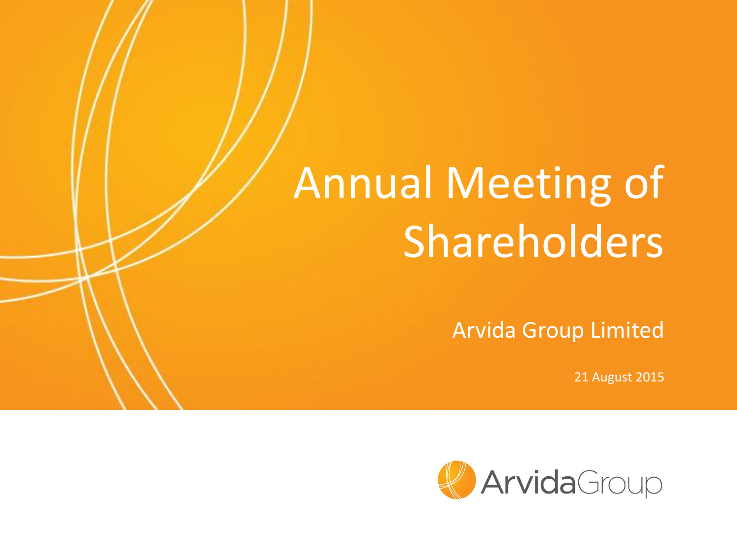# Annual Meeting of Shareholders

Arvida Group Limited

21 August 2015

ArvidaGroup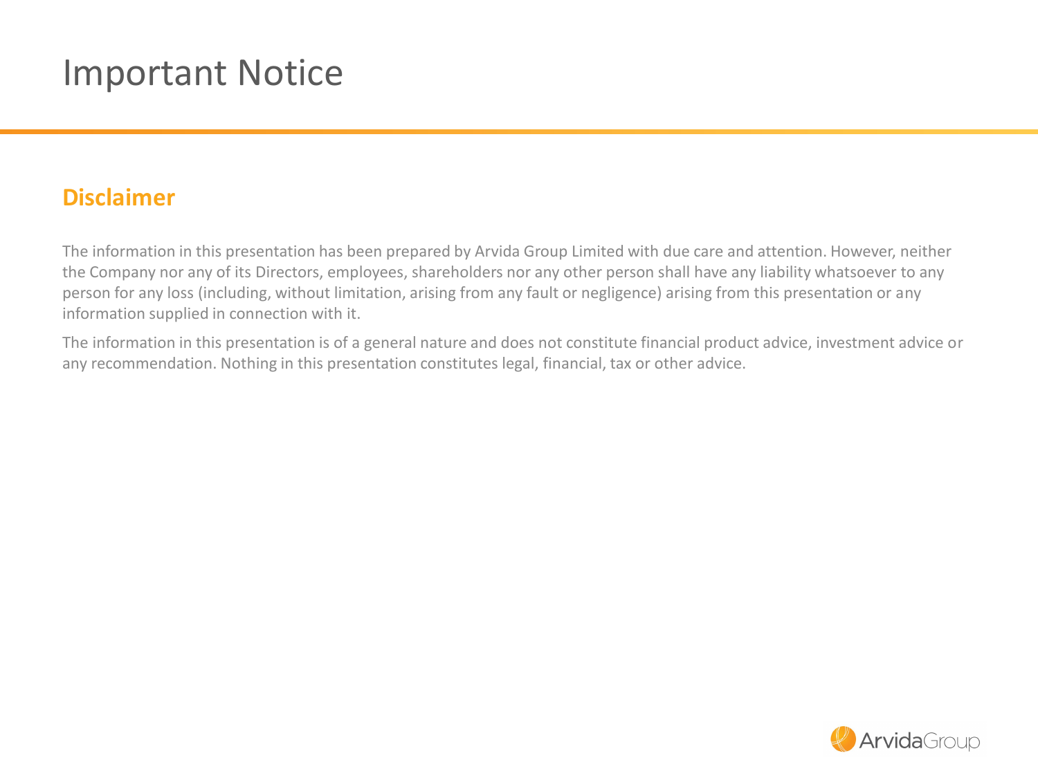# Important Notice

## Disclaimer

The information in this presentation has been prepared by Arvida Group Limited with due care and attention. However, neither the Company nor any of its Directors, employees, shareholders nor any other person shall have any liability whatsoever to any person for any loss (including, without limitation, arising from any fault or negligence) arising from this presentation or any information supplied in connection with it.

The information in this presentation is of a general nature and does not constitute financial product advice, investment advice or any recommendation. Nothing in this presentation constitutes legal, financial, tax or other advice.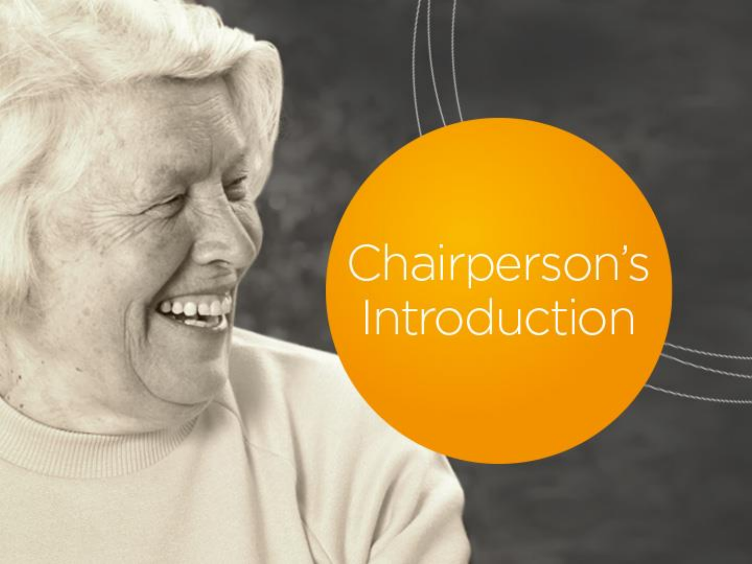# Chairperson's Introduction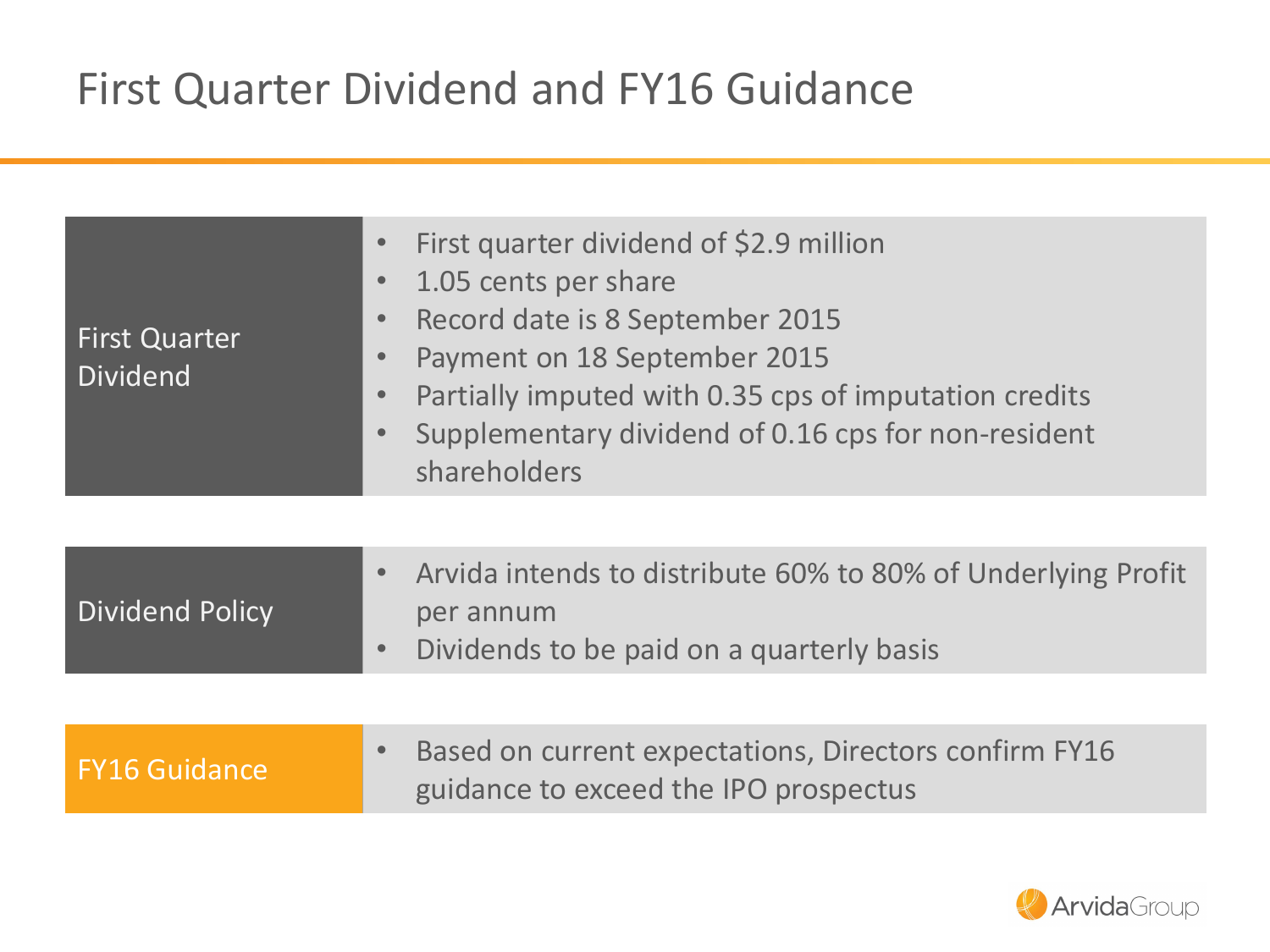# First Quarter Dividend and FY16 Guidance

## First Quarter Dividend

- First quarter dividend of $2.9 million
- 1.05 cents per share
- Record date is 8 September 2015
- Payment on 18 September 2015
- Partially imputed with 0.35 cps of imputation credits
- Supplementary dividend of 0.16 cps for non-resident shareholders

## Dividend Policy

- Arvida intends to distribute 60% to 80% of Underlying Profit per annum
- Dividends to be paid on a quarterly basis

## FY16 Guidance

- Based on current expectations, Directors confirm FY16 guidance to exceed the IPO prospectus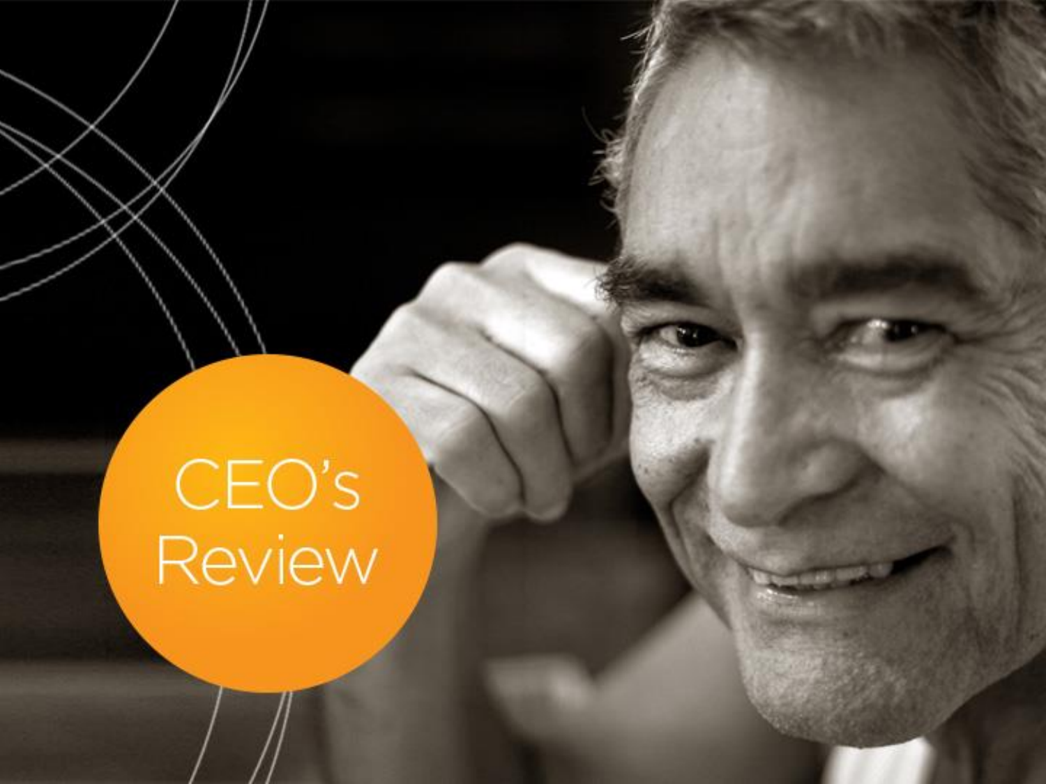# CEO's Review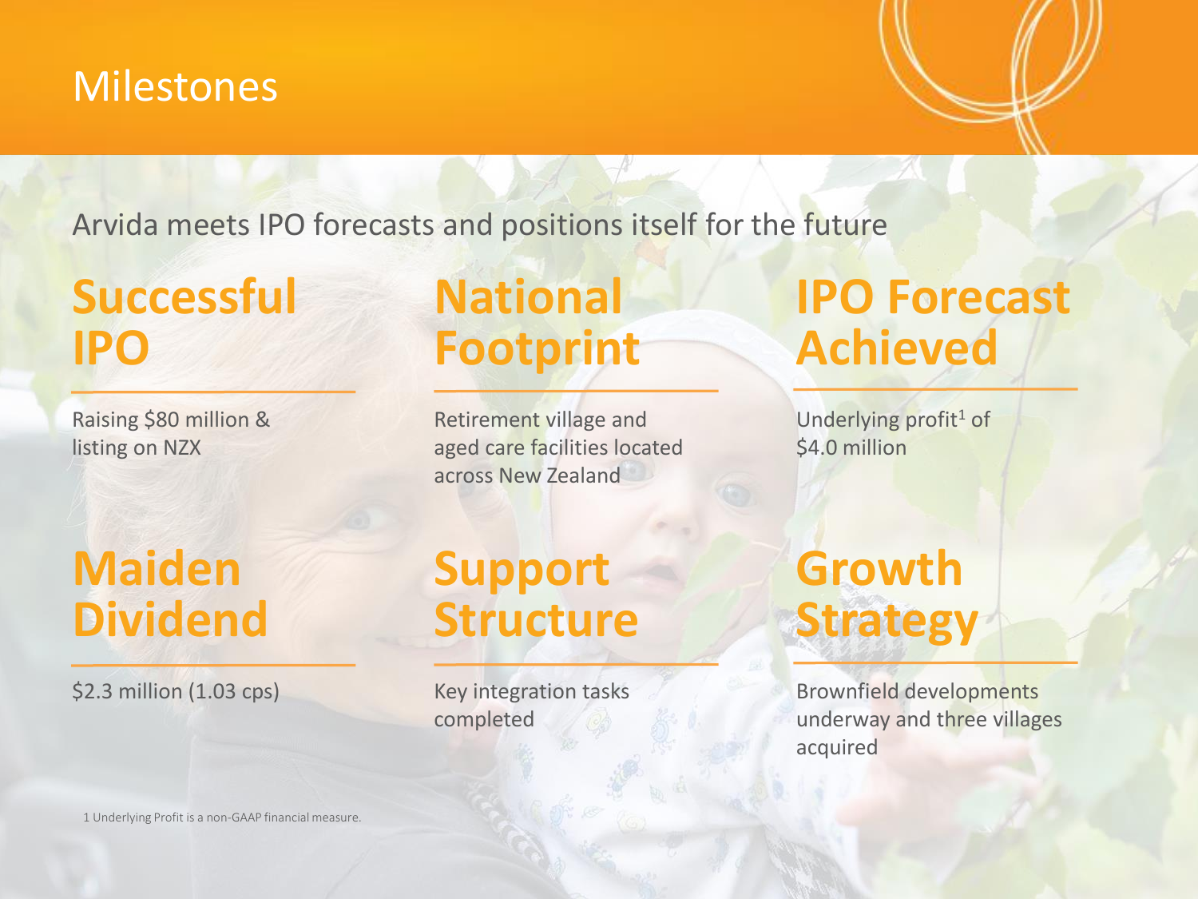# Milestones

Arvida meets IPO forecasts and positions itself for the future

## Successful IPO

Raising $80 million & listing on NZX

## National Footprint

Retirement village and aged care facilities located across New Zealand

## IPO Forecast Achieved

Underlying profit[1] of $4.0 million

## Maiden Dividend

$2.3 million (1.03 cps)

## Support Structure

Key integration tasks completed

## Growth Strategy

Brownfield developments underway and three villages acquired

1 Underlying Profit is a non-GAAP financial measure.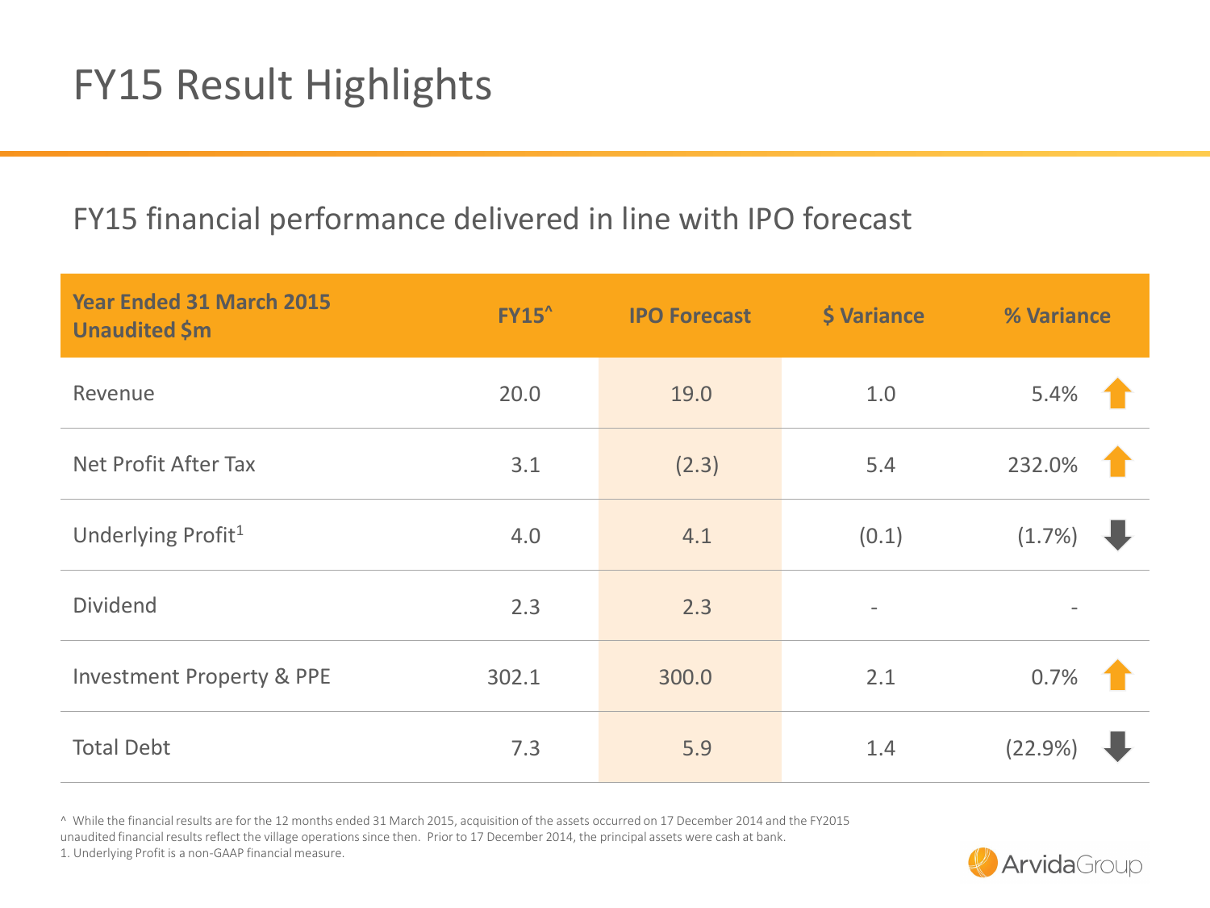# FY15 Result Highlights

## FY15 financial performance delivered in line with IPO forecast

| Year Ended 31 March 2015 Unaudited $m | FY15^ | IPO Forecast | $ Variance | % Variance |
|---|---|---|---|---|
| Revenue | 20.0 | 19.0 | 1.0 | 5.4% ↑ |
| Net Profit After Tax | 3.1 | (2.3) | 5.4 | 232.0% ↑ |
| Underlying Profit[1] | 4.0 | 4.1 | (0.1) | (1.7%) ↓ |
| Dividend | 2.3 | 2.3 | - | - |
| Investment Property & PPE | 302.1 | 300.0 | 2.1 | 0.7% ↑ |
| Total Debt | 7.3 | 5.9 | 1.4 | (22.9%) ↓ |

^ While the financial results are for the 12 months ended 31 March 2015, acquisition of the assets occurred on 17 December 2014 and the FY2015 unaudited financial results reflect the village operations since then. Prior to 17 December 2014, the principal assets were cash at bank.

1. Underlying Profit is a non-GAAP financial measure.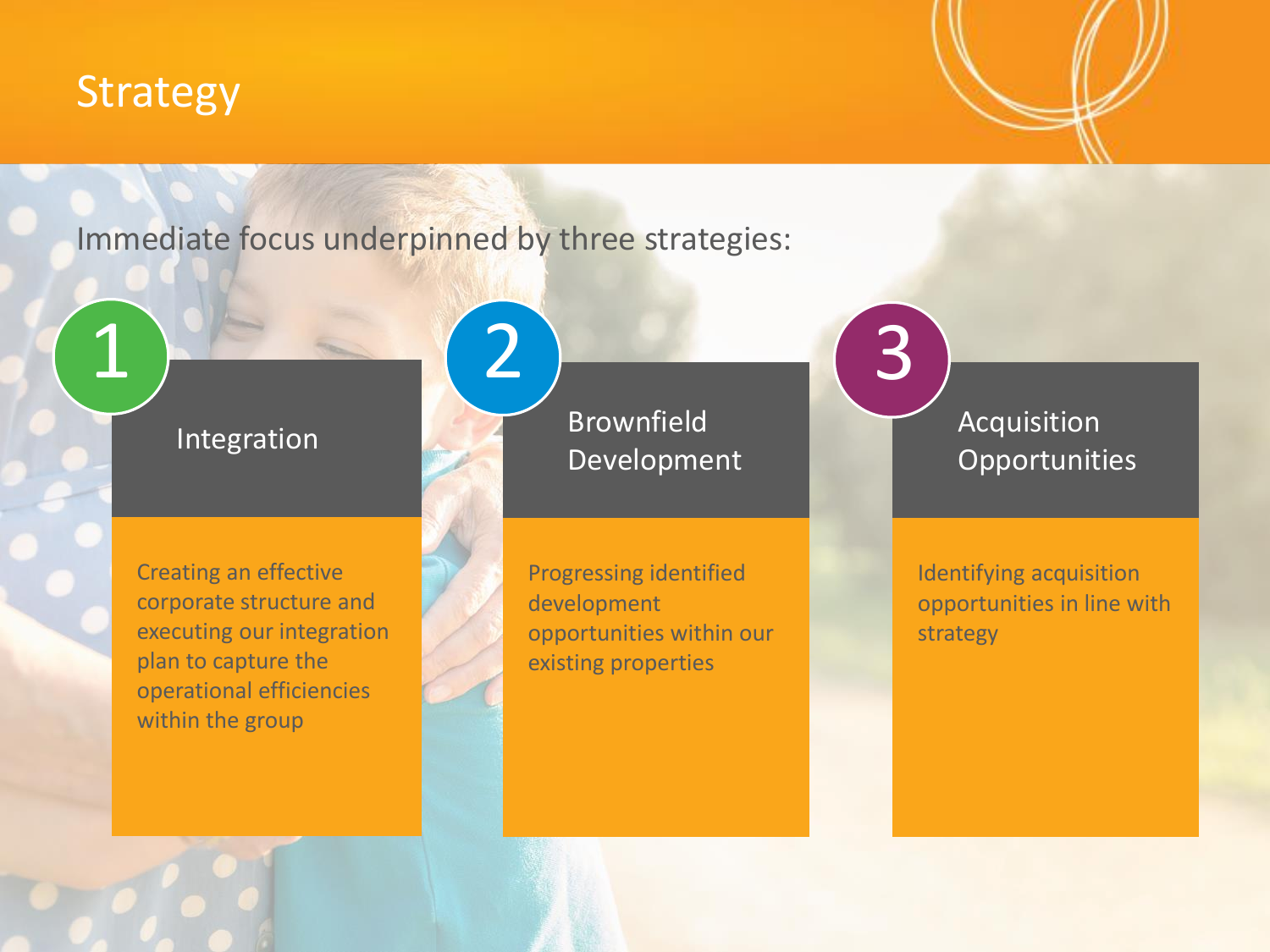# Strategy

Immediate focus underpinned by three strategies:

### 1. Integration

Creating an effective corporate structure and executing our integration plan to capture the operational efficiencies within the group

### 2. Brownfield Development

Progressing identified development opportunities within our existing properties

### 3. Acquisition Opportunities

Identifying acquisition opportunities in line with strategy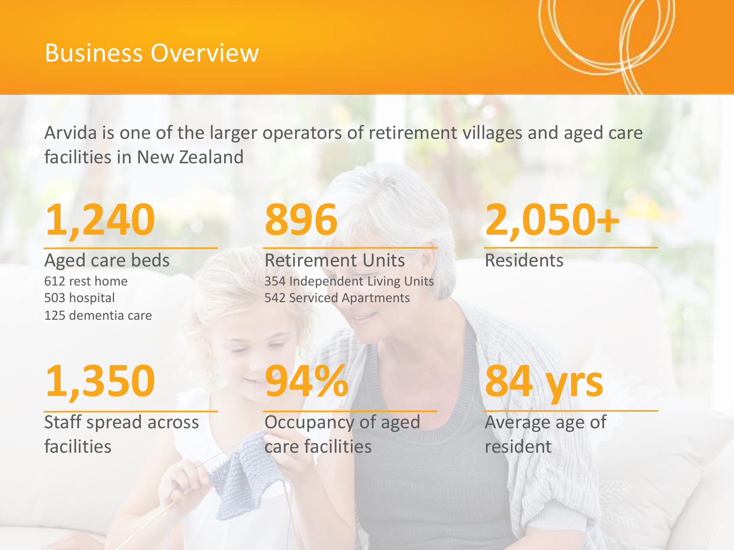# Business Overview

Arvida is one of the larger operators of retirement villages and aged care facilities in New Zealand

**1,240**

Aged care beds
612 rest home
503 hospital
125 dementia care

**896**

Retirement Units
354 Independent Living Units
542 Serviced Apartments

**2,050+**

Residents

**1,350**

Staff spread across facilities

**94%**

Occupancy of aged care facilities

**84 yrs**

Average age of resident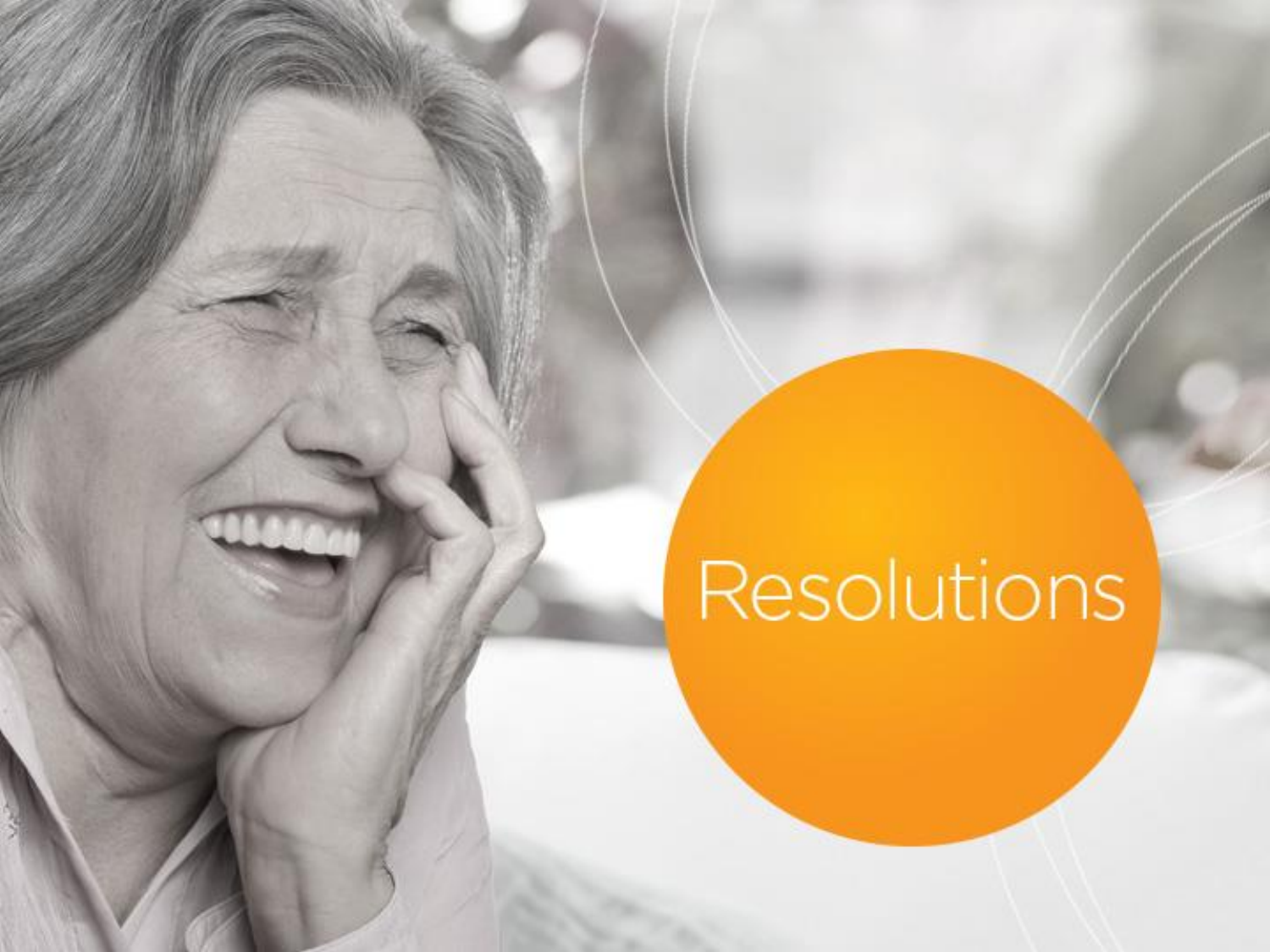# Resolutions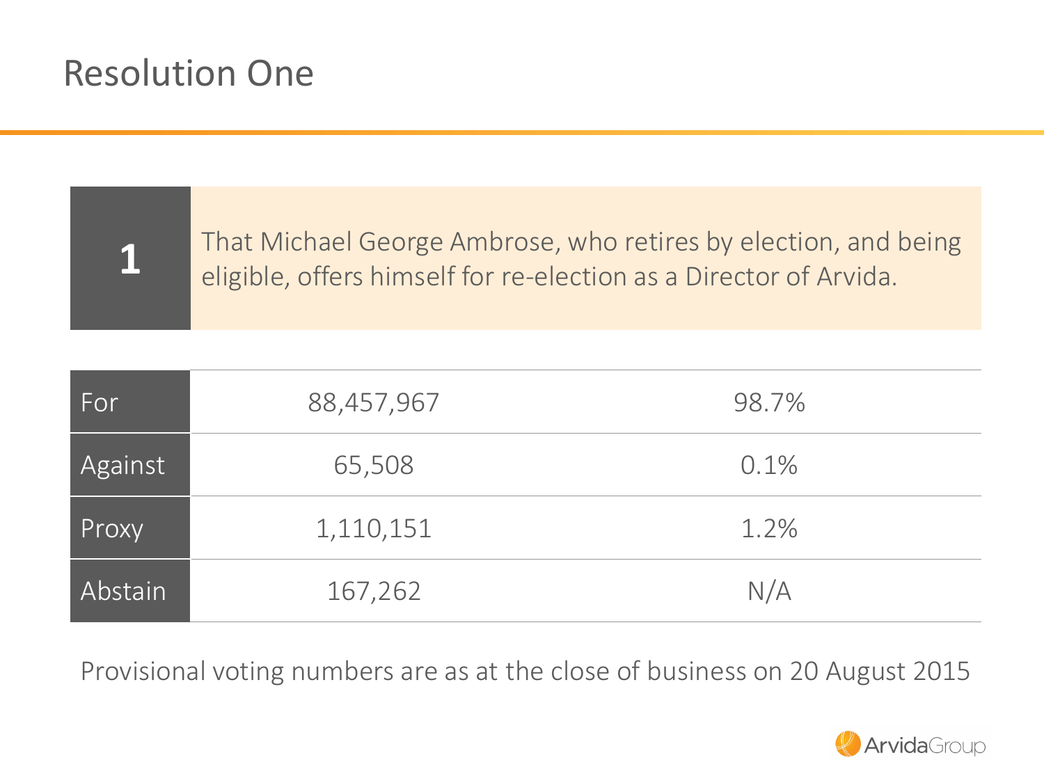# Resolution One

| 1 | That Michael George Ambrose, who retires by election, and being eligible, offers himself for re-election as a Director of Arvida. |
|---|---|

| | | |
|---|---|---|
| For | 88,457,967 | 98.7% |
| Against | 65,508 | 0.1% |
| Proxy | 1,110,151 | 1.2% |
| Abstain | 167,262 | N/A |

Provisional voting numbers are as at the close of business on 20 August 2015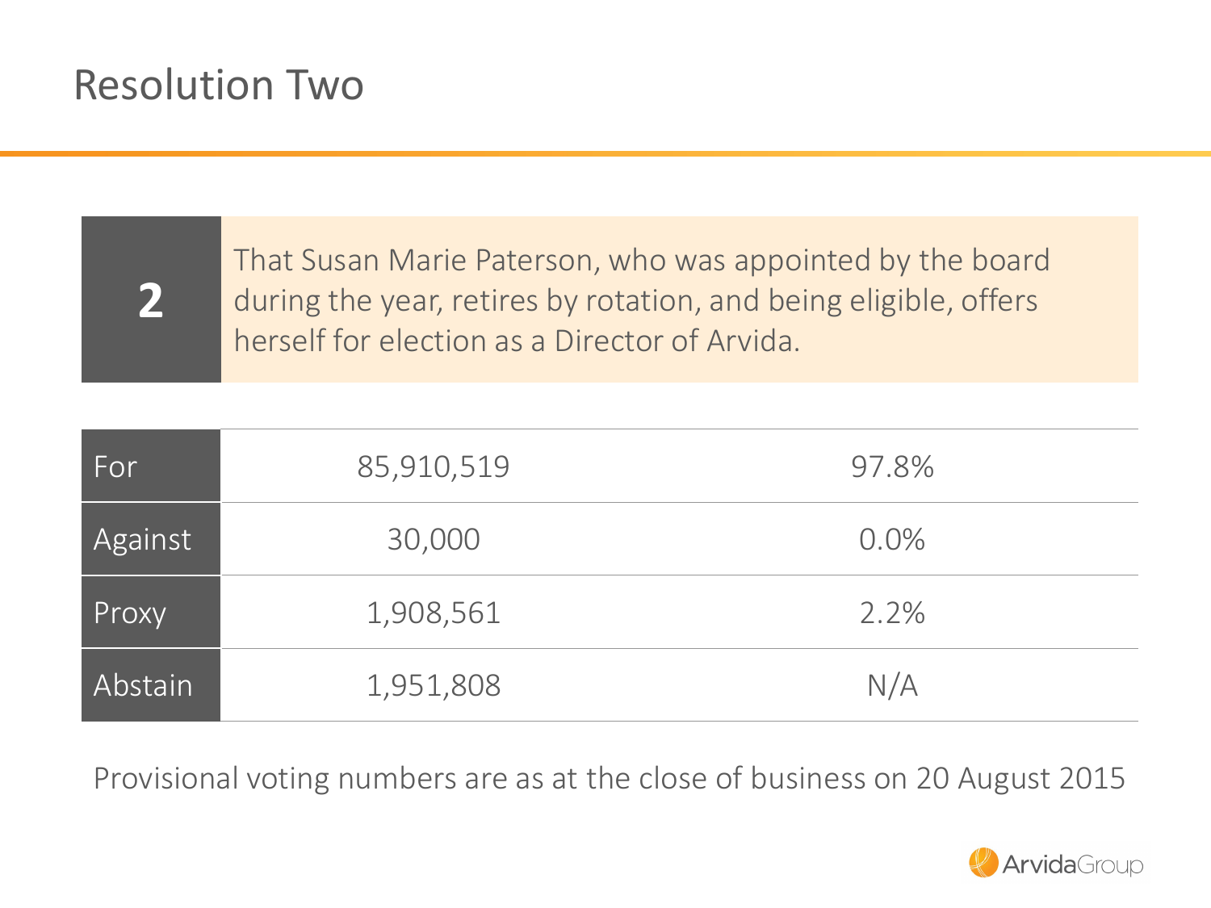# Resolution Two

**2** That Susan Marie Paterson, who was appointed by the board during the year, retires by rotation, and being eligible, offers herself for election as a Director of Arvida.

| | | |
|---|---|---|
| For | 85,910,519 | 97.8% |
| Against | 30,000 | 0.0% |
| Proxy | 1,908,561 | 2.2% |
| Abstain | 1,951,808 | N/A |

Provisional voting numbers are as at the close of business on 20 August 2015

ArvidaGroup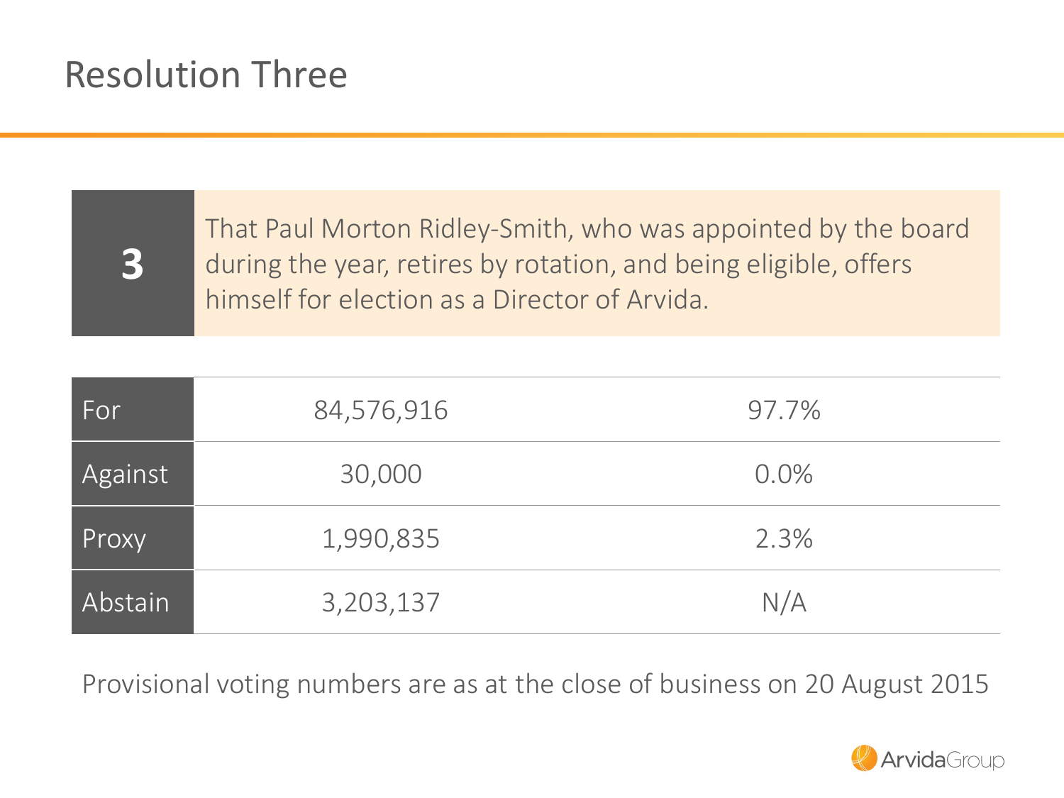# Resolution Three

| 3 | That Paul Morton Ridley-Smith, who was appointed by the board during the year, retires by rotation, and being eligible, offers himself for election as a Director of Arvida. |
|---|---|

| | | |
|---|---|---|
| For | 84,576,916 | 97.7% |
| Against | 30,000 | 0.0% |
| Proxy | 1,990,835 | 2.3% |
| Abstain | 3,203,137 | N/A |

Provisional voting numbers are as at the close of business on 20 August 2015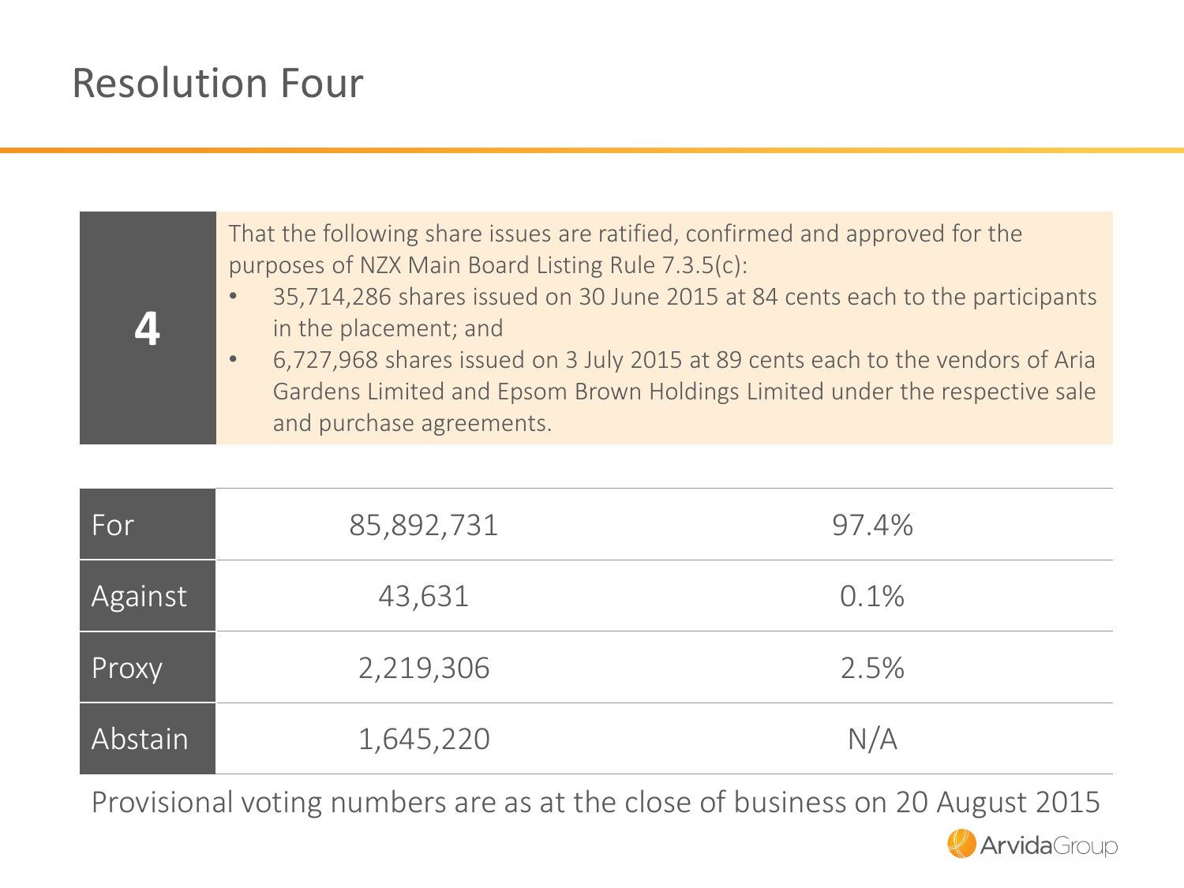# Resolution Four

| 4 | That the following share issues are ratified, confirmed and approved for the purposes of NZX Main Board Listing Rule 7.3.5(c):<br>• 35,714,286 shares issued on 30 June 2015 at 84 cents each to the participants in the placement; and<br>• 6,727,968 shares issued on 3 July 2015 at 89 cents each to the vendors of Aria Gardens Limited and Epsom Brown Holdings Limited under the respective sale and purchase agreements. |
|---|---|

| | | |
|---|---|---|
| For | 85,892,731 | 97.4% |
| Against | 43,631 | 0.1% |
| Proxy | 2,219,306 | 2.5% |
| Abstain | 1,645,220 | N/A |

Provisional voting numbers are as at the close of business on 20 August 2015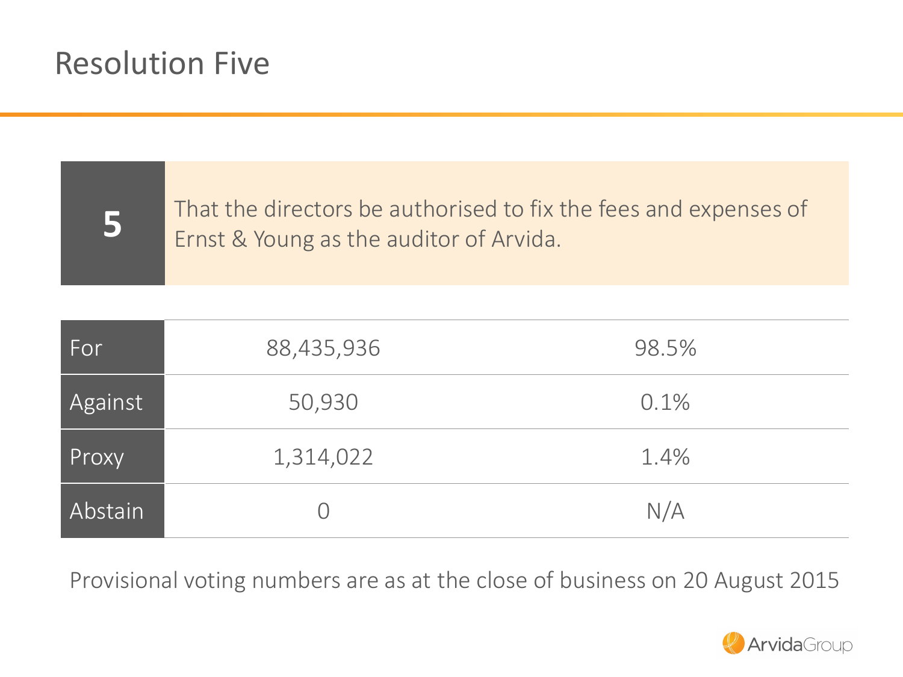# Resolution Five

| 5 | That the directors be authorised to fix the fees and expenses of Ernst & Young as the auditor of Arvida. |
|---|---|

| | | |
|---|---|---|
| For | 88,435,936 | 98.5% |
| Against | 50,930 | 0.1% |
| Proxy | 1,314,022 | 1.4% |
| Abstain | 0 | N/A |

Provisional voting numbers are as at the close of business on 20 August 2015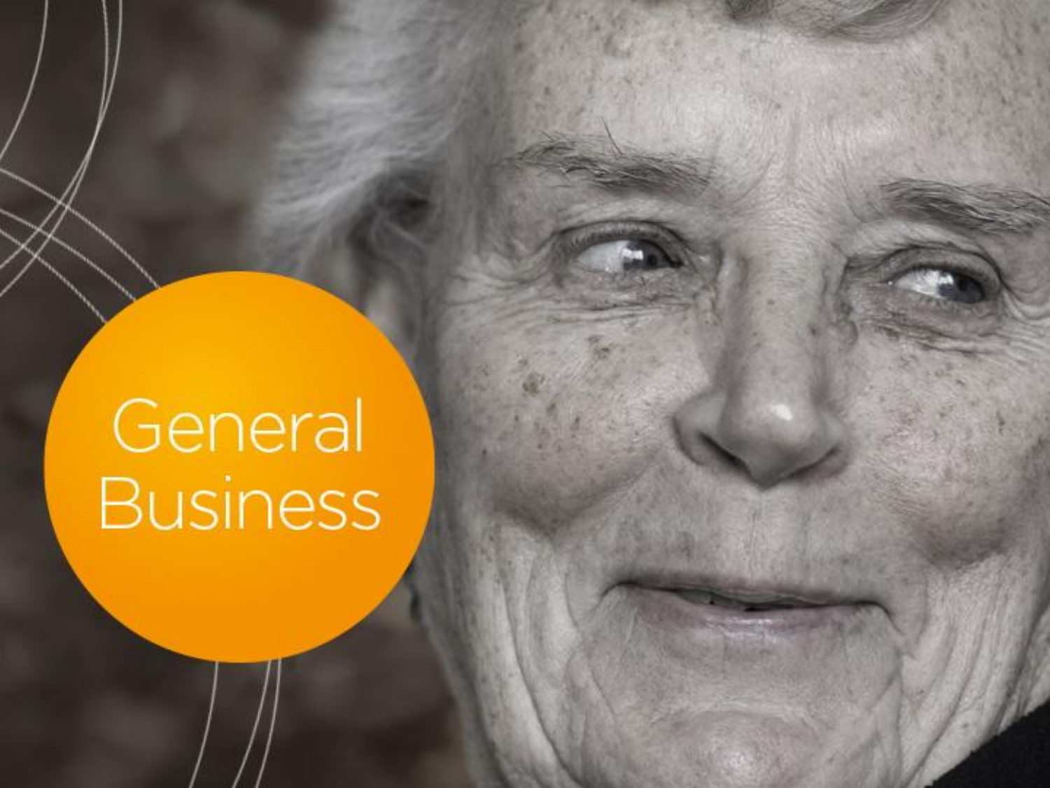General Business